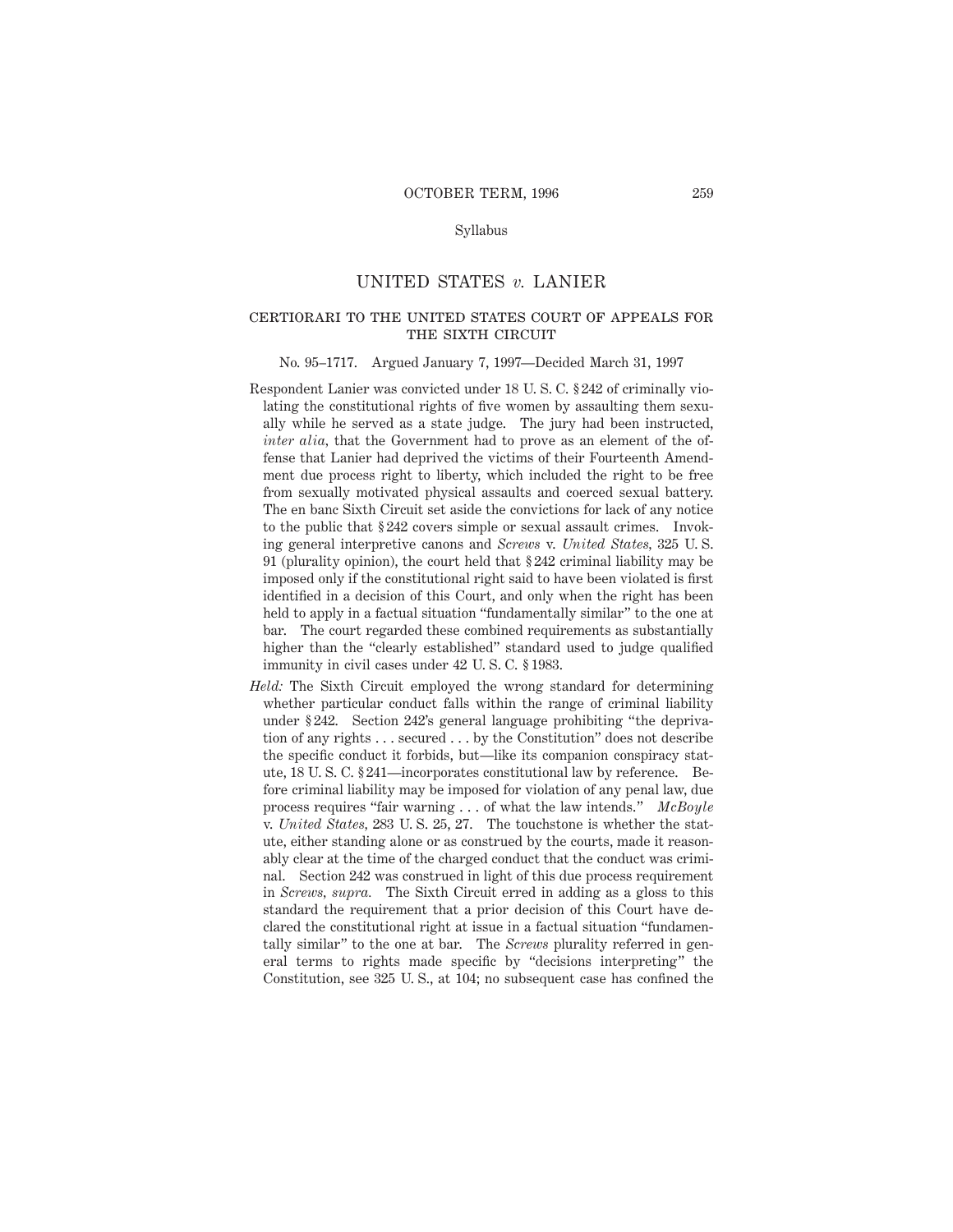# UNITED STATES *v.* LANIER

## CERTIORARI TO THE UNITED STATES COURT OF APPEALS FOR THE SIXTH CIRCUIT

No. 95–1717. Argued January 7, 1997—Decided March 31, 1997

Respondent Lanier was convicted under 18 U. S. C. § 242 of criminally violating the constitutional rights of five women by assaulting them sexually while he served as a state judge. The jury had been instructed, *inter alia,* that the Government had to prove as an element of the offense that Lanier had deprived the victims of their Fourteenth Amendment due process right to liberty, which included the right to be free from sexually motivated physical assaults and coerced sexual battery. The en banc Sixth Circuit set aside the convictions for lack of any notice to the public that § 242 covers simple or sexual assault crimes. Invoking general interpretive canons and *Screws* v. *United States,* 325 U. S. 91 (plurality opinion), the court held that § 242 criminal liability may be imposed only if the constitutional right said to have been violated is first identified in a decision of this Court, and only when the right has been held to apply in a factual situation "fundamentally similar" to the one at bar. The court regarded these combined requirements as substantially higher than the "clearly established" standard used to judge qualified immunity in civil cases under 42 U. S. C. § 1983.

*Held:* The Sixth Circuit employed the wrong standard for determining whether particular conduct falls within the range of criminal liability under § 242. Section 242's general language prohibiting "the deprivation of any rights . . . secured . . . by the Constitution" does not describe the specific conduct it forbids, but—like its companion conspiracy statute, 18 U. S. C. § 241—incorporates constitutional law by reference. Before criminal liability may be imposed for violation of any penal law, due process requires "fair warning . . . of what the law intends." *McBoyle* v. *United States,* 283 U. S. 25, 27. The touchstone is whether the statute, either standing alone or as construed by the courts, made it reasonably clear at the time of the charged conduct that the conduct was criminal. Section 242 was construed in light of this due process requirement in *Screws, supra.* The Sixth Circuit erred in adding as a gloss to this standard the requirement that a prior decision of this Court have declared the constitutional right at issue in a factual situation "fundamentally similar" to the one at bar. The *Screws* plurality referred in general terms to rights made specific by "decisions interpreting" the Constitution, see 325 U. S., at 104; no subsequent case has confined the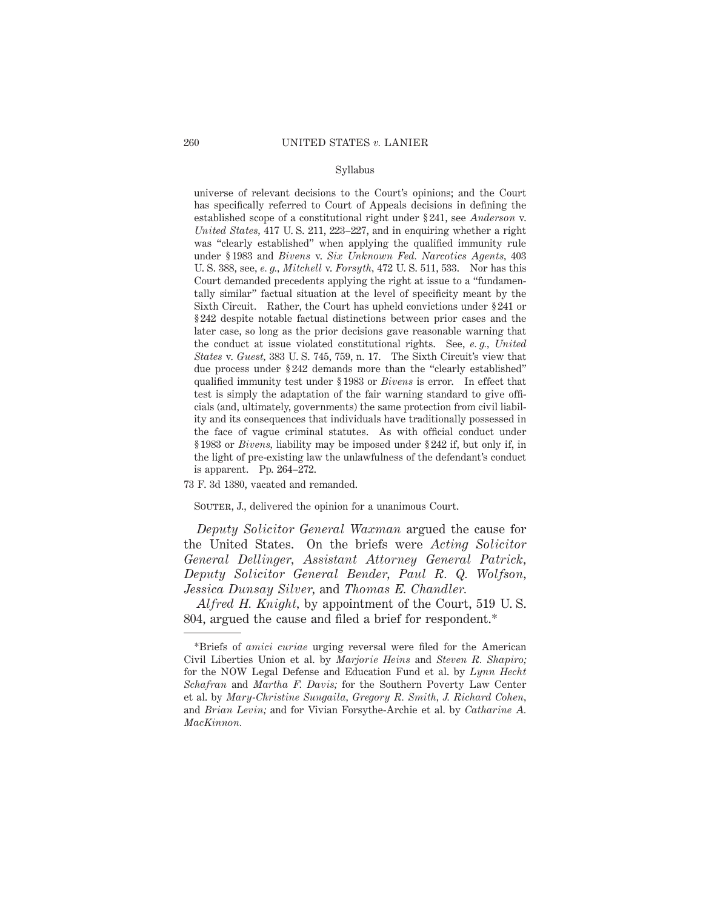Syllabus

universe of relevant decisions to the Court's opinions; and the Court has specifically referred to Court of Appeals decisions in defining the established scope of a constitutional right under § 241, see *Anderson* v. *United States*, 417 U. S. 211, 223–227, and in enquiring whether a right was "clearly established" when applying the qualified immunity rule under § 1983 and *Bivens* v. *Six Unknown Fed. Narcotics Agents*, 403 U. S. 388, see, *e. g., Mitchell* v. *Forsyth*, 472 U. S. 511, 533. Nor has this Court demanded precedents applying the right at issue to a "fundamentally similar" factual situation at the level of specificity meant by the Sixth Circuit. Rather, the Court has upheld convictions under § 241 or § 242 despite notable factual distinctions between prior cases and the later case, so long as the prior decisions gave reasonable warning that the conduct at issue violated constitutional rights. See, *e. g., United States* v. *Guest*, 383 U. S. 745, 759, n. 17. The Sixth Circuit's view that due process under § 242 demands more than the "clearly established" qualified immunity test under § 1983 or *Bivens* is error. In effect that test is simply the adaptation of the fair warning standard to give officials (and, ultimately, governments) the same protection from civil liability and its consequences that individuals have traditionally possessed in the face of vague criminal statutes. As with official conduct under § 1983 or *Bivens*, liability may be imposed under § 242 if, but only if, in the light of pre-existing law the unlawfulness of the defendant's conduct is apparent. Pp. 264–272.

73 F. 3d 1380, vacated and remanded.

Souter, J., delivered the opinion for a unanimous Court.

*Deputy Solicitor General Waxman* argued the cause for the United States. On the briefs were *Acting Solicitor General Dellinger*, *Assistant Attorney General Patrick*, *Deputy Solicitor General Bender*, *Paul R. Q. Wolfson*, *Jessica Dunsay Silver*, and *Thomas E. Chandler*.

*Alfred H. Knight*, by appointment of the Court, 519 U. S. 804, argued the cause and filed a brief for respondent.*

---

*Briefs of *amici curiae* urging reversal were filed for the American Civil Liberties Union et al. by *Marjorie Heins* and *Steven R. Shapiro;* for the NOW Legal Defense and Education Fund et al. by *Lynn Hecht Schafran* and *Martha F. Davis;* for the Southern Poverty Law Center et al. by *Mary-Christine Sungaila*, *Gregory R. Smith*, *J. Richard Cohen*, and *Brian Levin;* and for Vivian Forsythe-Archie et al. by *Catharine A. MacKinnon.*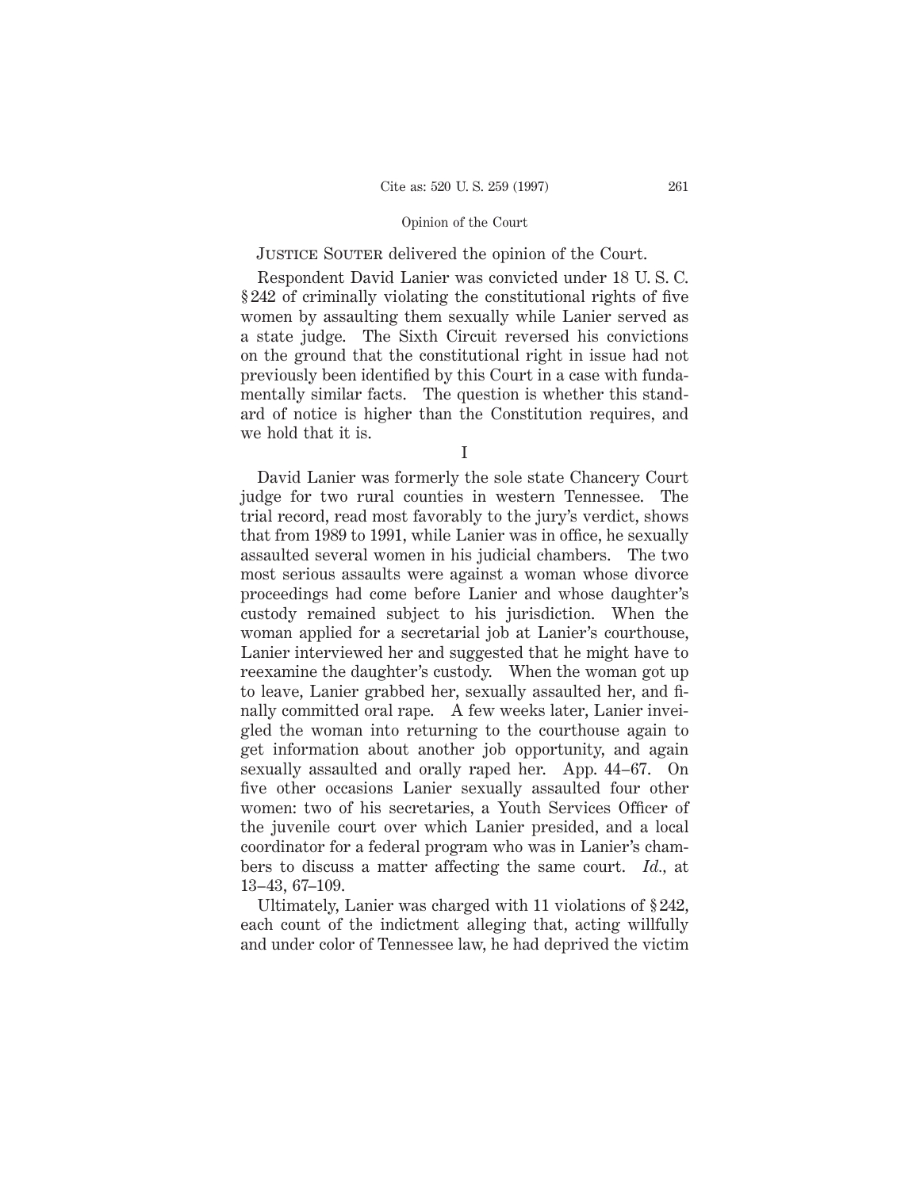JUSTICE SOUTER delivered the opinion of the Court.

Respondent David Lanier was convicted under 18 U. S. C. § 242 of criminally violating the constitutional rights of five women by assaulting them sexually while Lanier served as a state judge. The Sixth Circuit reversed his convictions on the ground that the constitutional right in issue had not previously been identified by this Court in a case with fundamentally similar facts. The question is whether this standard of notice is higher than the Constitution requires, and we hold that it is.

I

David Lanier was formerly the sole state Chancery Court judge for two rural counties in western Tennessee. The trial record, read most favorably to the jury's verdict, shows that from 1989 to 1991, while Lanier was in office, he sexually assaulted several women in his judicial chambers. The two most serious assaults were against a woman whose divorce proceedings had come before Lanier and whose daughter's custody remained subject to his jurisdiction. When the woman applied for a secretarial job at Lanier's courthouse, Lanier interviewed her and suggested that he might have to reexamine the daughter's custody. When the woman got up to leave, Lanier grabbed her, sexually assaulted her, and finally committed oral rape. A few weeks later, Lanier inveigled the woman into returning to the courthouse again to get information about another job opportunity, and again sexually assaulted and orally raped her. App. 44–67. On five other occasions Lanier sexually assaulted four other women: two of his secretaries, a Youth Services Officer of the juvenile court over which Lanier presided, and a local coordinator for a federal program who was in Lanier's chambers to discuss a matter affecting the same court. *Id.*, at 13–43, 67–109.

Ultimately, Lanier was charged with 11 violations of § 242, each count of the indictment alleging that, acting willfully and under color of Tennessee law, he had deprived the victim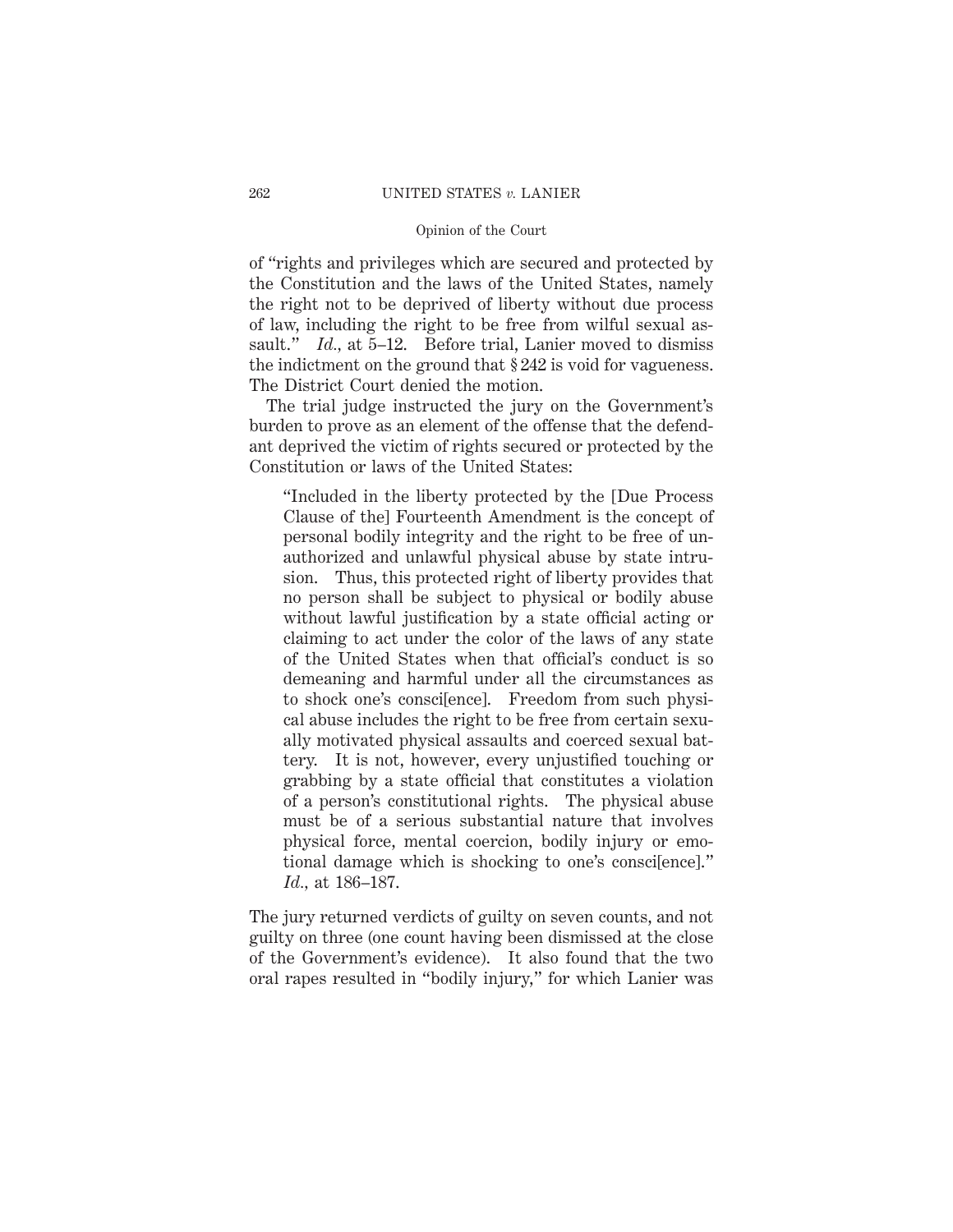of "rights and privileges which are secured and protected by the Constitution and the laws of the United States, namely the right not to be deprived of liberty without due process of law, including the right to be free from wilful sexual assault." *Id.,* at 5–12. Before trial, Lanier moved to dismiss the indictment on the ground that § 242 is void for vagueness. The District Court denied the motion.

The trial judge instructed the jury on the Government's burden to prove as an element of the offense that the defendant deprived the victim of rights secured or protected by the Constitution or laws of the United States:

> "Included in the liberty protected by the [Due Process Clause of the] Fourteenth Amendment is the concept of personal bodily integrity and the right to be free of unauthorized and unlawful physical abuse by state intrusion. Thus, this protected right of liberty provides that no person shall be subject to physical or bodily abuse without lawful justification by a state official acting or claiming to act under the color of the laws of any state of the United States when that official's conduct is so demeaning and harmful under all the circumstances as to shock one's consci[ence]. Freedom from such physical abuse includes the right to be free from certain sexually motivated physical assaults and coerced sexual battery. It is not, however, every unjustified touching or grabbing by a state official that constitutes a violation of a person's constitutional rights. The physical abuse must be of a serious substantial nature that involves physical force, mental coercion, bodily injury or emotional damage which is shocking to one's consci[ence]." *Id.,* at 186–187.

The jury returned verdicts of guilty on seven counts, and not guilty on three (one count having been dismissed at the close of the Government's evidence). It also found that the two oral rapes resulted in "bodily injury," for which Lanier was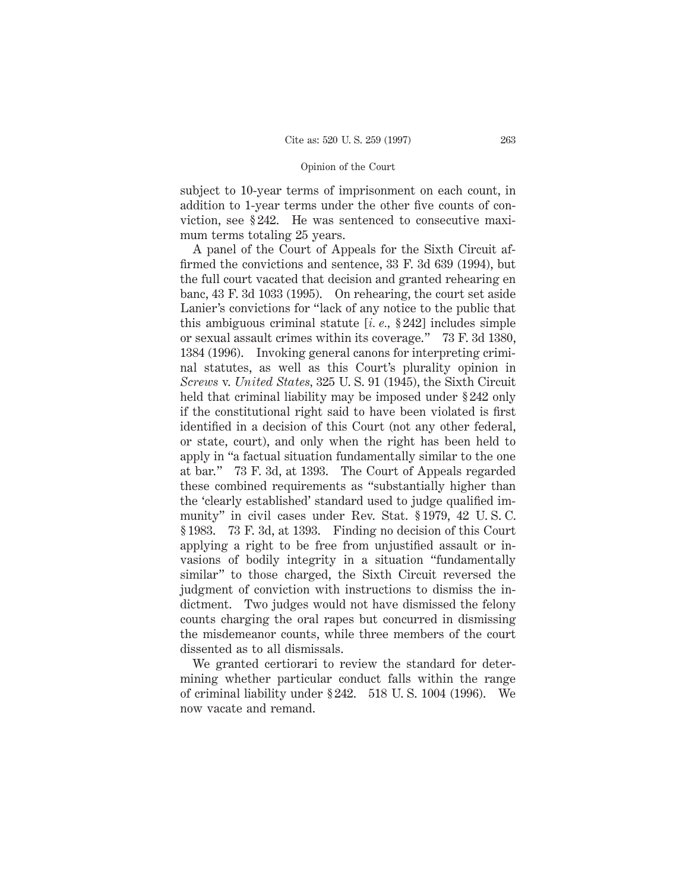subject to 10-year terms of imprisonment on each count, in addition to 1-year terms under the other five counts of conviction, see § 242. He was sentenced to consecutive maximum terms totaling 25 years.

A panel of the Court of Appeals for the Sixth Circuit affirmed the convictions and sentence, 33 F. 3d 639 (1994), but the full court vacated that decision and granted rehearing en banc, 43 F. 3d 1033 (1995). On rehearing, the court set aside Lanier's convictions for "lack of any notice to the public that this ambiguous criminal statute [*i. e.,* § 242] includes simple or sexual assault crimes within its coverage." 73 F. 3d 1380, 1384 (1996). Invoking general canons for interpreting criminal statutes, as well as this Court's plurality opinion in *Screws* v. *United States,* 325 U. S. 91 (1945), the Sixth Circuit held that criminal liability may be imposed under § 242 only if the constitutional right said to have been violated is first identified in a decision of this Court (not any other federal, or state, court), and only when the right has been held to apply in "a factual situation fundamentally similar to the one at bar." 73 F. 3d, at 1393. The Court of Appeals regarded these combined requirements as "substantially higher than the 'clearly established' standard used to judge qualified immunity" in civil cases under Rev. Stat. § 1979, 42 U. S. C. § 1983. 73 F. 3d, at 1393. Finding no decision of this Court applying a right to be free from unjustified assault or invasions of bodily integrity in a situation "fundamentally similar" to those charged, the Sixth Circuit reversed the judgment of conviction with instructions to dismiss the indictment. Two judges would not have dismissed the felony counts charging the oral rapes but concurred in dismissing the misdemeanor counts, while three members of the court dissented as to all dismissals.

We granted certiorari to review the standard for determining whether particular conduct falls within the range of criminal liability under § 242. 518 U. S. 1004 (1996). We now vacate and remand.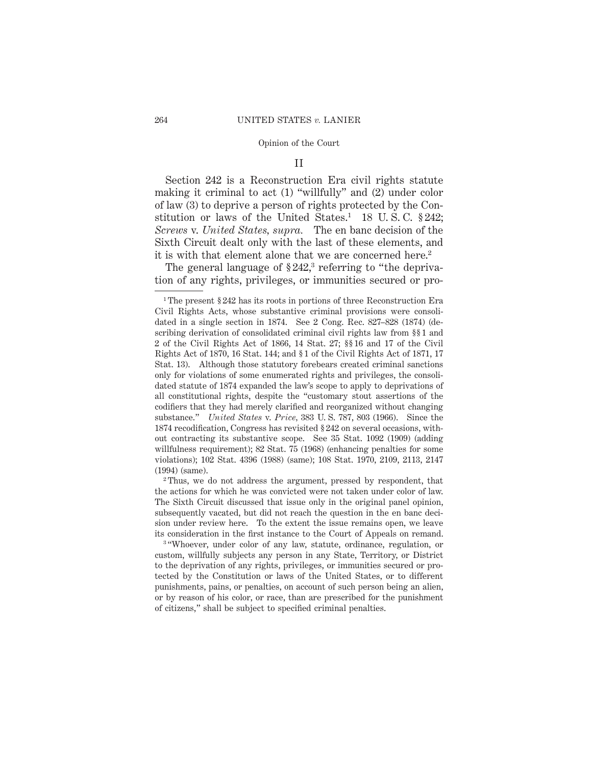## II

Section 242 is a Reconstruction Era civil rights statute making it criminal to act (1) "willfully" and (2) under color of law (3) to deprive a person of rights protected by the Constitution or laws of the United States.[1] 18 U. S. C. § 242; *Screws* v. *United States, supra.* The en banc decision of the Sixth Circuit dealt only with the last of these elements, and it is with that element alone that we are concerned here.[2]

The general language of § 242,[3] referring to "the deprivation of any rights, privileges, or immunities secured or pro-

---

[1] The present § 242 has its roots in portions of three Reconstruction Era Civil Rights Acts, whose substantive criminal provisions were consolidated in a single section in 1874. See 2 Cong. Rec. 827–828 (1874) (describing derivation of consolidated criminal civil rights law from §§ 1 and 2 of the Civil Rights Act of 1866, 14 Stat. 27; §§ 16 and 17 of the Civil Rights Act of 1870, 16 Stat. 144; and § 1 of the Civil Rights Act of 1871, 17 Stat. 13). Although those statutory forebears created criminal sanctions only for violations of some enumerated rights and privileges, the consolidated statute of 1874 expanded the law's scope to apply to deprivations of all constitutional rights, despite the "customary stout assertions of the codifiers that they had merely clarified and reorganized without changing substance." *United States* v. *Price,* 383 U. S. 787, 803 (1966). Since the 1874 recodification, Congress has revisited § 242 on several occasions, without contracting its substantive scope. See 35 Stat. 1092 (1909) (adding willfulness requirement); 82 Stat. 75 (1968) (enhancing penalties for some violations); 102 Stat. 4396 (1988) (same); 108 Stat. 1970, 2109, 2113, 2147 (1994) (same).

[2] Thus, we do not address the argument, pressed by respondent, that the actions for which he was convicted were not taken under color of law. The Sixth Circuit discussed that issue only in the original panel opinion, subsequently vacated, but did not reach the question in the en banc decision under review here. To the extent the issue remains open, we leave its consideration in the first instance to the Court of Appeals on remand.

[3] "Whoever, under color of any law, statute, ordinance, regulation, or custom, willfully subjects any person in any State, Territory, or District to the deprivation of any rights, privileges, or immunities secured or protected by the Constitution or laws of the United States, or to different punishments, pains, or penalties, on account of such person being an alien, or by reason of his color, or race, than are prescribed for the punishment of citizens," shall be subject to specified criminal penalties.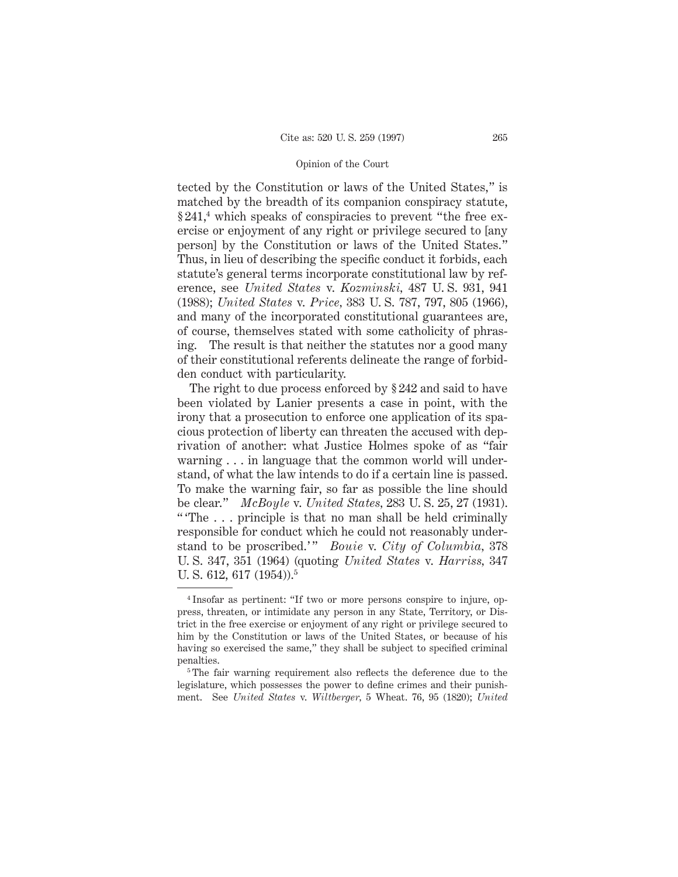tected by the Constitution or laws of the United States," is matched by the breadth of its companion conspiracy statute, § 241,[4] which speaks of conspiracies to prevent "the free exercise or enjoyment of any right or privilege secured to [any person] by the Constitution or laws of the United States." Thus, in lieu of describing the specific conduct it forbids, each statute's general terms incorporate constitutional law by reference, see *United States* v. *Kozminski,* 487 U. S. 931, 941 (1988); *United States* v. *Price,* 383 U. S. 787, 797, 805 (1966), and many of the incorporated constitutional guarantees are, of course, themselves stated with some catholicity of phrasing. The result is that neither the statutes nor a good many of their constitutional referents delineate the range of forbidden conduct with particularity.

The right to due process enforced by § 242 and said to have been violated by Lanier presents a case in point, with the irony that a prosecution to enforce one application of its spacious protection of liberty can threaten the accused with deprivation of another: what Justice Holmes spoke of as "fair warning . . . in language that the common world will understand, of what the law intends to do if a certain line is passed. To make the warning fair, so far as possible the line should be clear." *McBoyle* v. *United States,* 283 U. S. 25, 27 (1931). "'The . . . principle is that no man shall be held criminally responsible for conduct which he could not reasonably understand to be proscribed.'" *Bouie* v. *City of Columbia,* 378 U. S. 347, 351 (1964) (quoting *United States* v. *Harriss,* 347 U. S. 612, 617 (1954)).[5]

---

[4] Insofar as pertinent: "If two or more persons conspire to injure, oppress, threaten, or intimidate any person in any State, Territory, or District in the free exercise or enjoyment of any right or privilege secured to him by the Constitution or laws of the United States, or because of his having so exercised the same," they shall be subject to specified criminal penalties.

[5] The fair warning requirement also reflects the deference due to the legislature, which possesses the power to define crimes and their punishment. See *United States* v. *Wiltberger,* 5 Wheat. 76, 95 (1820); *United*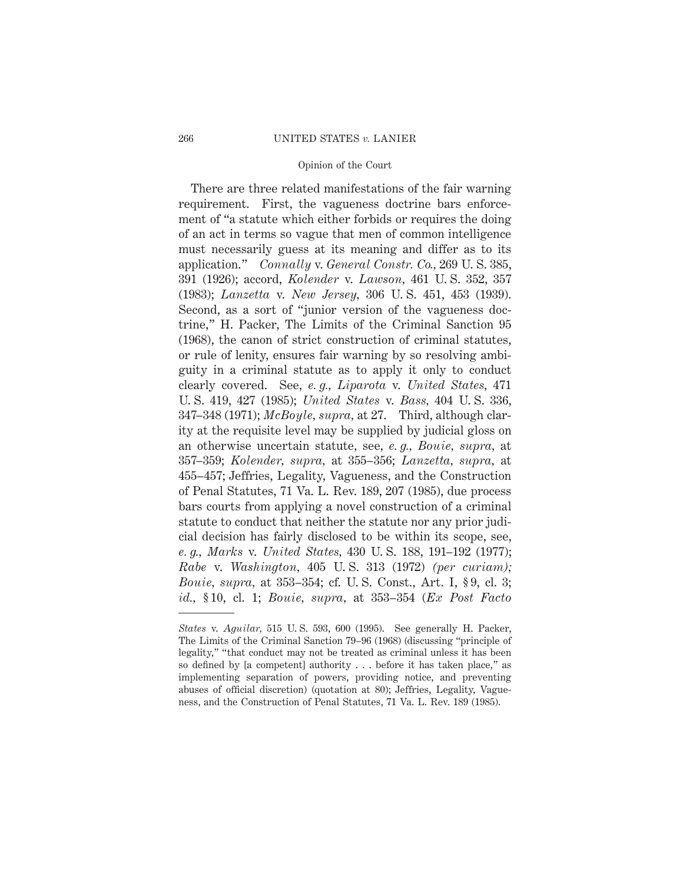There are three related manifestations of the fair warning requirement. First, the vagueness doctrine bars enforcement of "a statute which either forbids or requires the doing of an act in terms so vague that men of common intelligence must necessarily guess at its meaning and differ as to its application." *Connally* v. *General Constr. Co.*, 269 U. S. 385, 391 (1926); accord, *Kolender* v. *Lawson*, 461 U. S. 352, 357 (1983); *Lanzetta* v. *New Jersey*, 306 U. S. 451, 453 (1939). Second, as a sort of "junior version of the vagueness doctrine," H. Packer, The Limits of the Criminal Sanction 95 (1968), the canon of strict construction of criminal statutes, or rule of lenity, ensures fair warning by so resolving ambiguity in a criminal statute as to apply it only to conduct clearly covered. See, *e. g., Liparota* v. *United States*, 471 U. S. 419, 427 (1985); *United States* v. *Bass*, 404 U. S. 336, 347–348 (1971); *McBoyle, supra*, at 27. Third, although clarity at the requisite level may be supplied by judicial gloss on an otherwise uncertain statute, see, *e. g., Bouie, supra*, at 357–359; *Kolender, supra*, at 355–356; *Lanzetta, supra*, at 455–457; Jeffries, Legality, Vagueness, and the Construction of Penal Statutes, 71 Va. L. Rev. 189, 207 (1985), due process bars courts from applying a novel construction of a criminal statute to conduct that neither the statute nor any prior judicial decision has fairly disclosed to be within its scope, see, *e. g., Marks* v. *United States*, 430 U. S. 188, 191–192 (1977); *Rabe* v. *Washington*, 405 U. S. 313 (1972) *(per curiam); Bouie, supra*, at 353–354; cf. U. S. Const., Art. I, § 9, cl. 3; *id.*, § 10, cl. 1; *Bouie, supra*, at 353–354 (*Ex Post Facto*

---

*States* v. *Aguilar*, 515 U. S. 593, 600 (1995). See generally H. Packer, The Limits of the Criminal Sanction 79–96 (1968) (discussing "principle of legality," "that conduct may not be treated as criminal unless it has been so defined by [a competent] authority . . . before it has taken place," as implementing separation of powers, providing notice, and preventing abuses of official discretion) (quotation at 80); Jeffries, Legality, Vagueness, and the Construction of Penal Statutes, 71 Va. L. Rev. 189 (1985).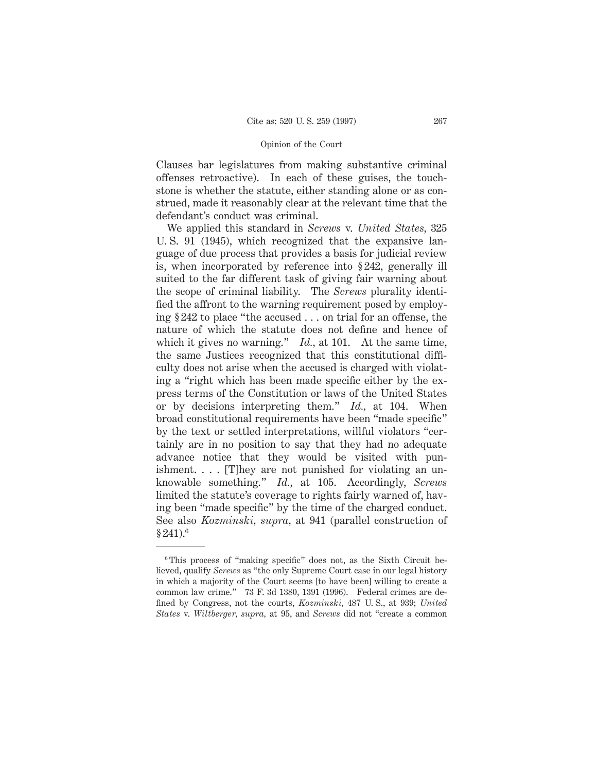Clauses bar legislatures from making substantive criminal offenses retroactive). In each of these guises, the touchstone is whether the statute, either standing alone or as construed, made it reasonably clear at the relevant time that the defendant's conduct was criminal.

We applied this standard in *Screws* v. *United States*, 325 U. S. 91 (1945), which recognized that the expansive language of due process that provides a basis for judicial review is, when incorporated by reference into § 242, generally ill suited to the far different task of giving fair warning about the scope of criminal liability. The *Screws* plurality identified the affront to the warning requirement posed by employing § 242 to place "the accused . . . on trial for an offense, the nature of which the statute does not define and hence of which it gives no warning." *Id.*, at 101. At the same time, the same Justices recognized that this constitutional difficulty does not arise when the accused is charged with violating a "right which has been made specific either by the express terms of the Constitution or laws of the United States or by decisions interpreting them." *Id.*, at 104. When broad constitutional requirements have been "made specific" by the text or settled interpretations, willful violators "certainly are in no position to say that they had no adequate advance notice that they would be visited with punishment. . . . [T]hey are not punished for violating an unknowable something." *Id.*, at 105. Accordingly, *Screws* limited the statute's coverage to rights fairly warned of, having been "made specific" by the time of the charged conduct. See also *Kozminski*, *supra*, at 941 (parallel construction of § 241).[6]

---

[6] This process of "making specific" does not, as the Sixth Circuit believed, qualify *Screws* as "the only Supreme Court case in our legal history in which a majority of the Court seems [to have been] willing to create a common law crime." 73 F. 3d 1380, 1391 (1996). Federal crimes are defined by Congress, not the courts, *Kozminski*, 487 U. S., at 939; *United States* v. *Wiltberger*, *supra*, at 95, and *Screws* did not "create a common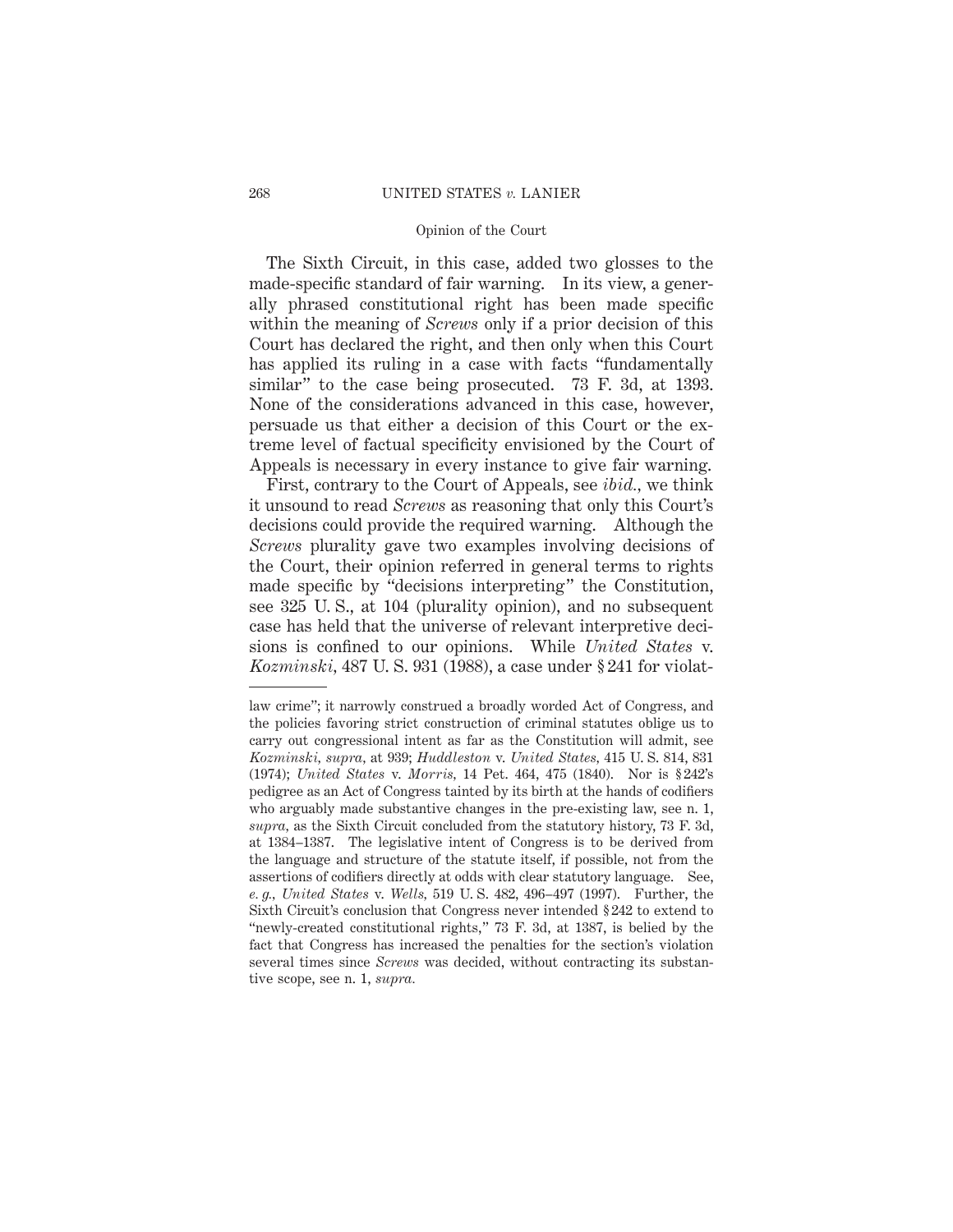The Sixth Circuit, in this case, added two glosses to the made-specific standard of fair warning. In its view, a generally phrased constitutional right has been made specific within the meaning of *Screws* only if a prior decision of this Court has declared the right, and then only when this Court has applied its ruling in a case with facts "fundamentally similar" to the case being prosecuted. 73 F. 3d, at 1393. None of the considerations advanced in this case, however, persuade us that either a decision of this Court or the extreme level of factual specificity envisioned by the Court of Appeals is necessary in every instance to give fair warning.

First, contrary to the Court of Appeals, see *ibid.*, we think it unsound to read *Screws* as reasoning that only this Court's decisions could provide the required warning. Although the *Screws* plurality gave two examples involving decisions of the Court, their opinion referred in general terms to rights made specific by "decisions interpreting" the Constitution, see 325 U. S., at 104 (plurality opinion), and no subsequent case has held that the universe of relevant interpretive decisions is confined to our opinions. While *United States* v. *Kozminski*, 487 U. S. 931 (1988), a case under § 241 for violat-

---

law crime"; it narrowly construed a broadly worded Act of Congress, and the policies favoring strict construction of criminal statutes oblige us to carry out congressional intent as far as the Constitution will admit, see *Kozminski, supra,* at 939; *Huddleston* v. *United States,* 415 U. S. 814, 831 (1974); *United States* v. *Morris,* 14 Pet. 464, 475 (1840). Nor is § 242's pedigree as an Act of Congress tainted by its birth at the hands of codifiers who arguably made substantive changes in the pre-existing law, see n. 1, *supra,* as the Sixth Circuit concluded from the statutory history, 73 F. 3d, at 1384–1387. The legislative intent of Congress is to be derived from the language and structure of the statute itself, if possible, not from the assertions of codifiers directly at odds with clear statutory language. See, *e. g., United States* v. *Wells,* 519 U. S. 482, 496–497 (1997). Further, the Sixth Circuit's conclusion that Congress never intended § 242 to extend to "newly-created constitutional rights," 73 F. 3d, at 1387, is belied by the fact that Congress has increased the penalties for the section's violation several times since *Screws* was decided, without contracting its substantive scope, see n. 1, *supra.*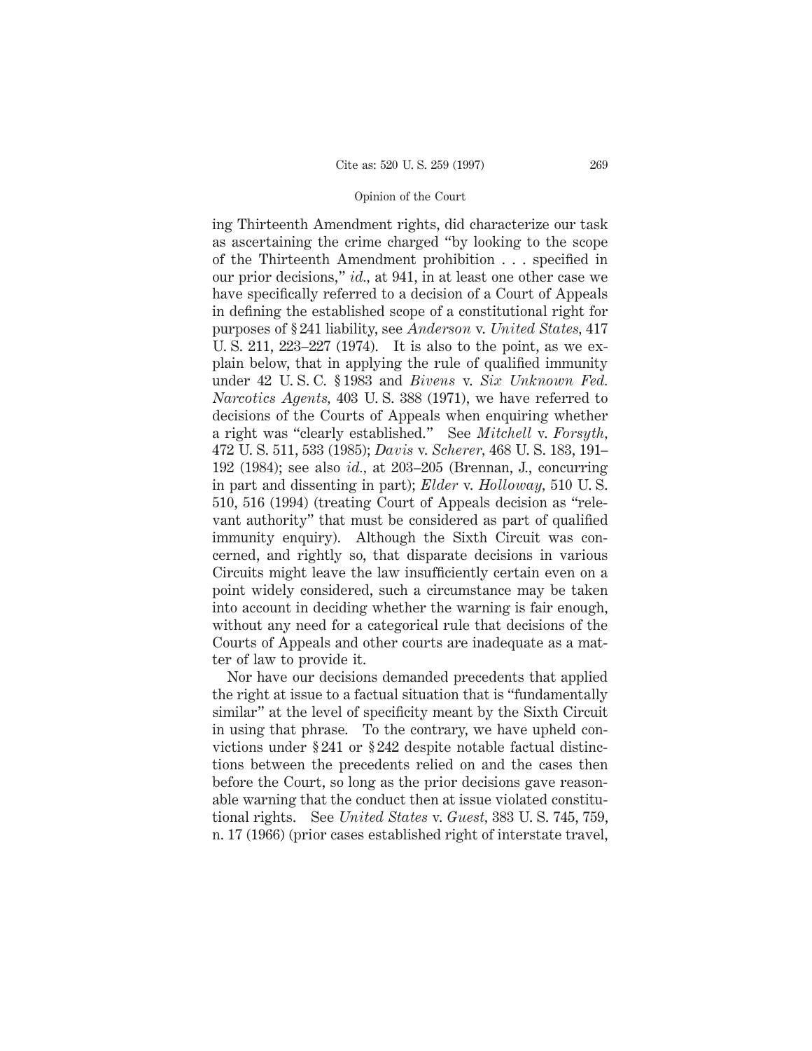ing Thirteenth Amendment rights, did characterize our task as ascertaining the crime charged "by looking to the scope of the Thirteenth Amendment prohibition . . . specified in our prior decisions," *id.*, at 941, in at least one other case we have specifically referred to a decision of a Court of Appeals in defining the established scope of a constitutional right for purposes of § 241 liability, see *Anderson* v. *United States*, 417 U. S. 211, 223–227 (1974). It is also to the point, as we explain below, that in applying the rule of qualified immunity under 42 U. S. C. § 1983 and *Bivens* v. *Six Unknown Fed. Narcotics Agents*, 403 U. S. 388 (1971), we have referred to decisions of the Courts of Appeals when enquiring whether a right was "clearly established." See *Mitchell* v. *Forsyth*, 472 U. S. 511, 533 (1985); *Davis* v. *Scherer*, 468 U. S. 183, 191–192 (1984); see also *id.*, at 203–205 (Brennan, J., concurring in part and dissenting in part); *Elder* v. *Holloway*, 510 U. S. 510, 516 (1994) (treating Court of Appeals decision as "relevant authority" that must be considered as part of qualified immunity enquiry). Although the Sixth Circuit was concerned, and rightly so, that disparate decisions in various Circuits might leave the law insufficiently certain even on a point widely considered, such a circumstance may be taken into account in deciding whether the warning is fair enough, without any need for a categorical rule that decisions of the Courts of Appeals and other courts are inadequate as a matter of law to provide it.

Nor have our decisions demanded precedents that applied the right at issue to a factual situation that is "fundamentally similar" at the level of specificity meant by the Sixth Circuit in using that phrase. To the contrary, we have upheld convictions under § 241 or § 242 despite notable factual distinctions between the precedents relied on and the cases then before the Court, so long as the prior decisions gave reasonable warning that the conduct then at issue violated constitutional rights. See *United States* v. *Guest*, 383 U. S. 745, 759, n. 17 (1966) (prior cases established right of interstate travel,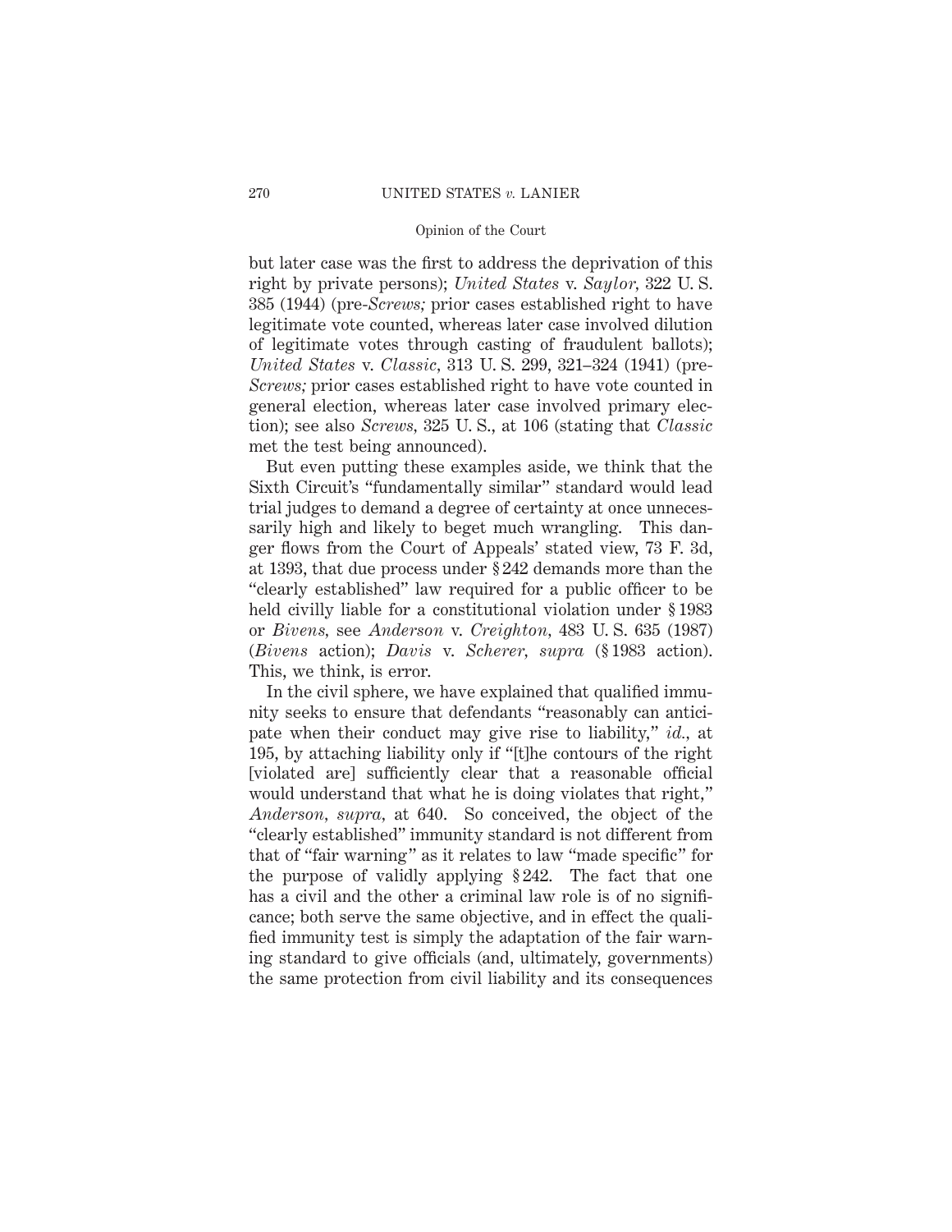but later case was the first to address the deprivation of this right by private persons); *United States* v. *Saylor,* 322 U. S. 385 (1944) (pre-*Screws;* prior cases established right to have legitimate vote counted, whereas later case involved dilution of legitimate votes through casting of fraudulent ballots); *United States* v. *Classic,* 313 U. S. 299, 321–324 (1941) (pre-*Screws;* prior cases established right to have vote counted in general election, whereas later case involved primary election); see also *Screws,* 325 U. S., at 106 (stating that *Classic* met the test being announced).

But even putting these examples aside, we think that the Sixth Circuit's "fundamentally similar" standard would lead trial judges to demand a degree of certainty at once unnecessarily high and likely to beget much wrangling. This danger flows from the Court of Appeals' stated view, 73 F. 3d, at 1393, that due process under § 242 demands more than the "clearly established" law required for a public officer to be held civilly liable for a constitutional violation under § 1983 or *Bivens,* see *Anderson* v. *Creighton,* 483 U. S. 635 (1987) (*Bivens* action); *Davis* v. *Scherer, supra* (§ 1983 action). This, we think, is error.

In the civil sphere, we have explained that qualified immunity seeks to ensure that defendants "reasonably can anticipate when their conduct may give rise to liability," *id.,* at 195, by attaching liability only if "[t]he contours of the right [violated are] sufficiently clear that a reasonable official would understand that what he is doing violates that right," *Anderson, supra,* at 640. So conceived, the object of the "clearly established" immunity standard is not different from that of "fair warning" as it relates to law "made specific" for the purpose of validly applying § 242. The fact that one has a civil and the other a criminal law role is of no significance; both serve the same objective, and in effect the qualified immunity test is simply the adaptation of the fair warning standard to give officials (and, ultimately, governments) the same protection from civil liability and its consequences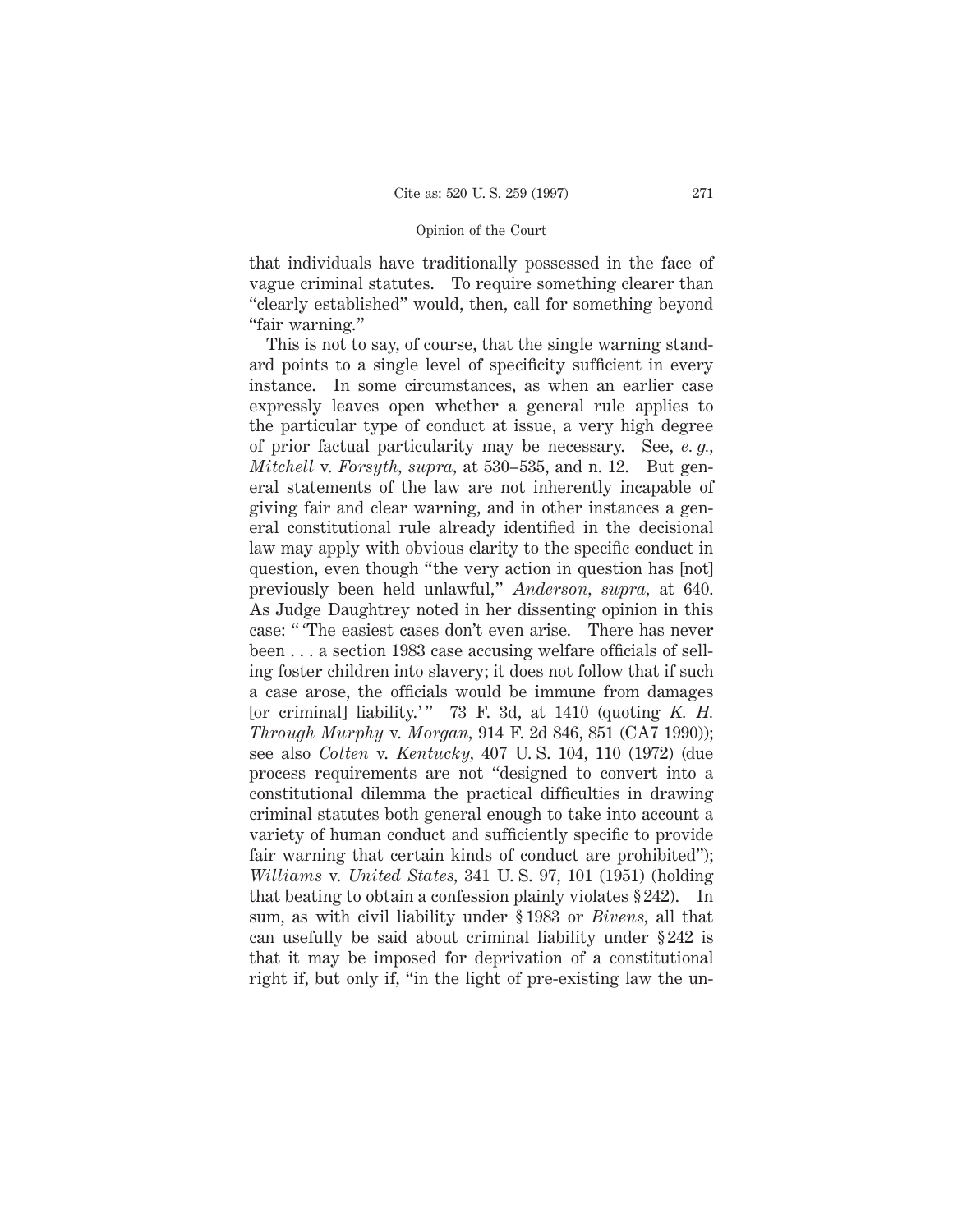that individuals have traditionally possessed in the face of vague criminal statutes. To require something clearer than "clearly established" would, then, call for something beyond "fair warning."

This is not to say, of course, that the single warning standard points to a single level of specificity sufficient in every instance. In some circumstances, as when an earlier case expressly leaves open whether a general rule applies to the particular type of conduct at issue, a very high degree of prior factual particularity may be necessary. See, *e. g., Mitchell* v. *Forsyth, supra,* at 530–535, and n. 12. But general statements of the law are not inherently incapable of giving fair and clear warning, and in other instances a general constitutional rule already identified in the decisional law may apply with obvious clarity to the specific conduct in question, even though "the very action in question has [not] previously been held unlawful," *Anderson, supra,* at 640. As Judge Daughtrey noted in her dissenting opinion in this case: " 'The easiest cases don't even arise. There has never been . . . a section 1983 case accusing welfare officials of selling foster children into slavery; it does not follow that if such a case arose, the officials would be immune from damages [or criminal] liability.' " 73 F. 3d, at 1410 (quoting *K. H. Through Murphy* v. *Morgan,* 914 F. 2d 846, 851 (CA7 1990)); see also *Colten* v. *Kentucky,* 407 U. S. 104, 110 (1972) (due process requirements are not "designed to convert into a constitutional dilemma the practical difficulties in drawing criminal statutes both general enough to take into account a variety of human conduct and sufficiently specific to provide fair warning that certain kinds of conduct are prohibited"); *Williams* v. *United States,* 341 U. S. 97, 101 (1951) (holding that beating to obtain a confession plainly violates § 242). In sum, as with civil liability under § 1983 or *Bivens,* all that can usefully be said about criminal liability under § 242 is that it may be imposed for deprivation of a constitutional right if, but only if, "in the light of pre-existing law the un-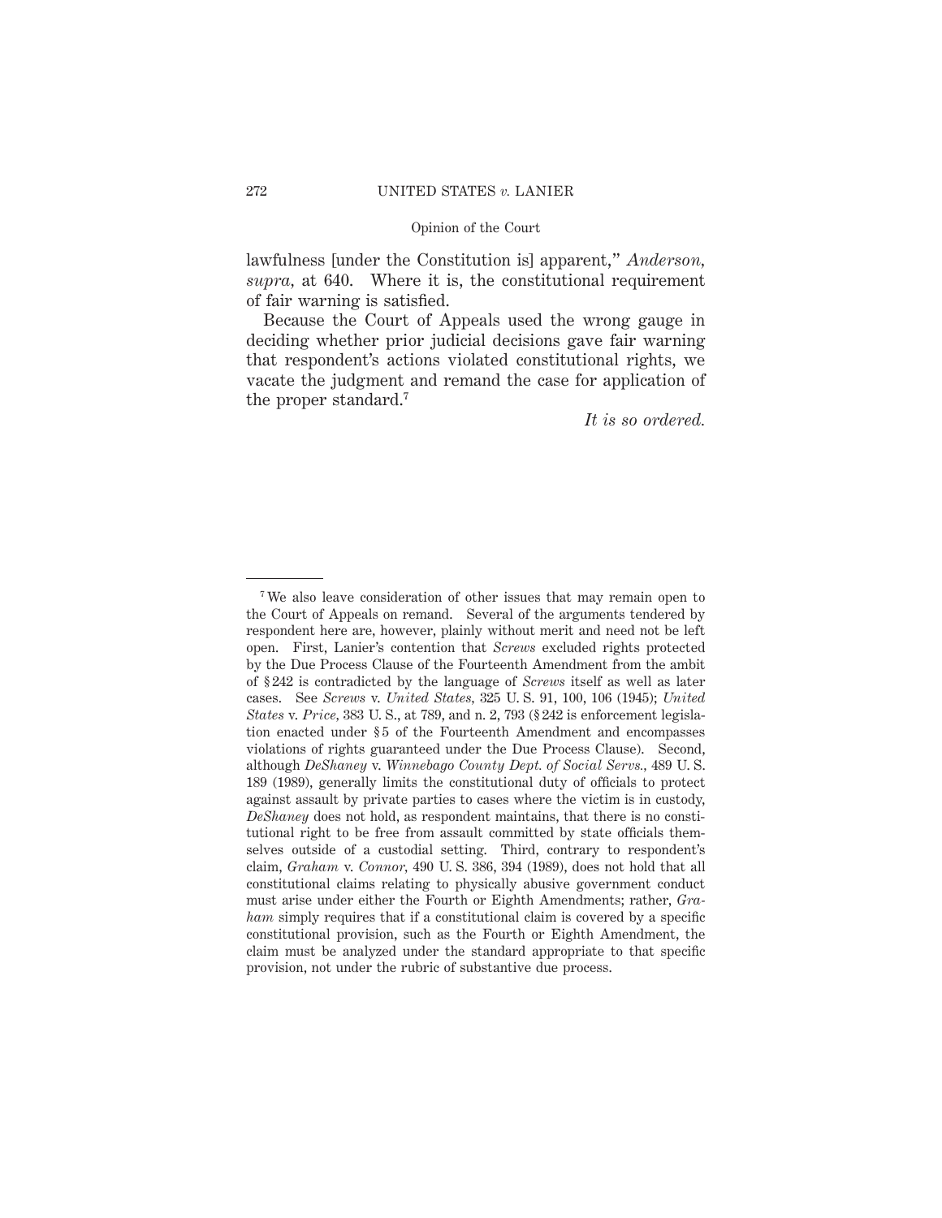lawfulness [under the Constitution is] apparent," *Anderson*, *supra*, at 640. Where it is, the constitutional requirement of fair warning is satisfied.

Because the Court of Appeals used the wrong gauge in deciding whether prior judicial decisions gave fair warning that respondent's actions violated constitutional rights, we vacate the judgment and remand the case for application of the proper standard.[7]

*It is so ordered.*

---

[7] We also leave consideration of other issues that may remain open to the Court of Appeals on remand. Several of the arguments tendered by respondent here are, however, plainly without merit and need not be left open. First, Lanier's contention that *Screws* excluded rights protected by the Due Process Clause of the Fourteenth Amendment from the ambit of § 242 is contradicted by the language of *Screws* itself as well as later cases. See *Screws* v. *United States*, 325 U. S. 91, 100, 106 (1945); *United States* v. *Price*, 383 U. S., at 789, and n. 2, 793 (§ 242 is enforcement legislation enacted under § 5 of the Fourteenth Amendment and encompasses violations of rights guaranteed under the Due Process Clause). Second, although *DeShaney* v. *Winnebago County Dept. of Social Servs.*, 489 U. S. 189 (1989), generally limits the constitutional duty of officials to protect against assault by private parties to cases where the victim is in custody, *DeShaney* does not hold, as respondent maintains, that there is no constitutional right to be free from assault committed by state officials themselves outside of a custodial setting. Third, contrary to respondent's claim, *Graham* v. *Connor*, 490 U. S. 386, 394 (1989), does not hold that all constitutional claims relating to physically abusive government conduct must arise under either the Fourth or Eighth Amendments; rather, *Graham* simply requires that if a constitutional claim is covered by a specific constitutional provision, such as the Fourth or Eighth Amendment, the claim must be analyzed under the standard appropriate to that specific provision, not under the rubric of substantive due process.